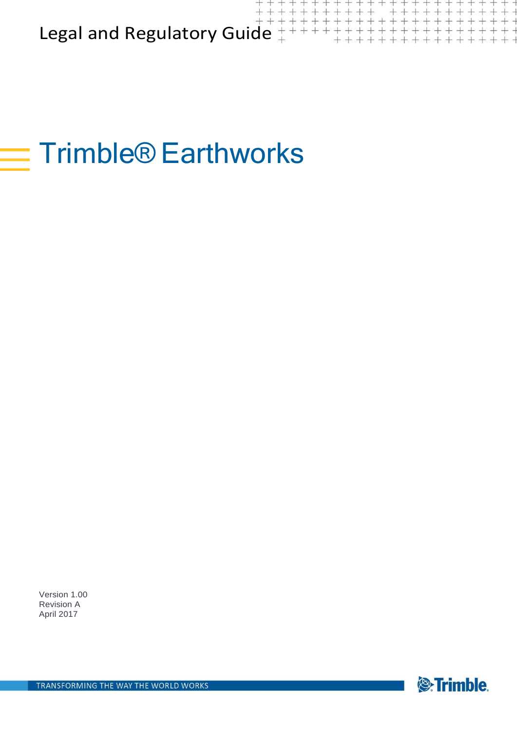Legal and Regulatory Guide

# Trimble® Earthworks

Version 1.00
Revision A
April 2017

TRANSFORMING THE WAY THE WORLD WORKS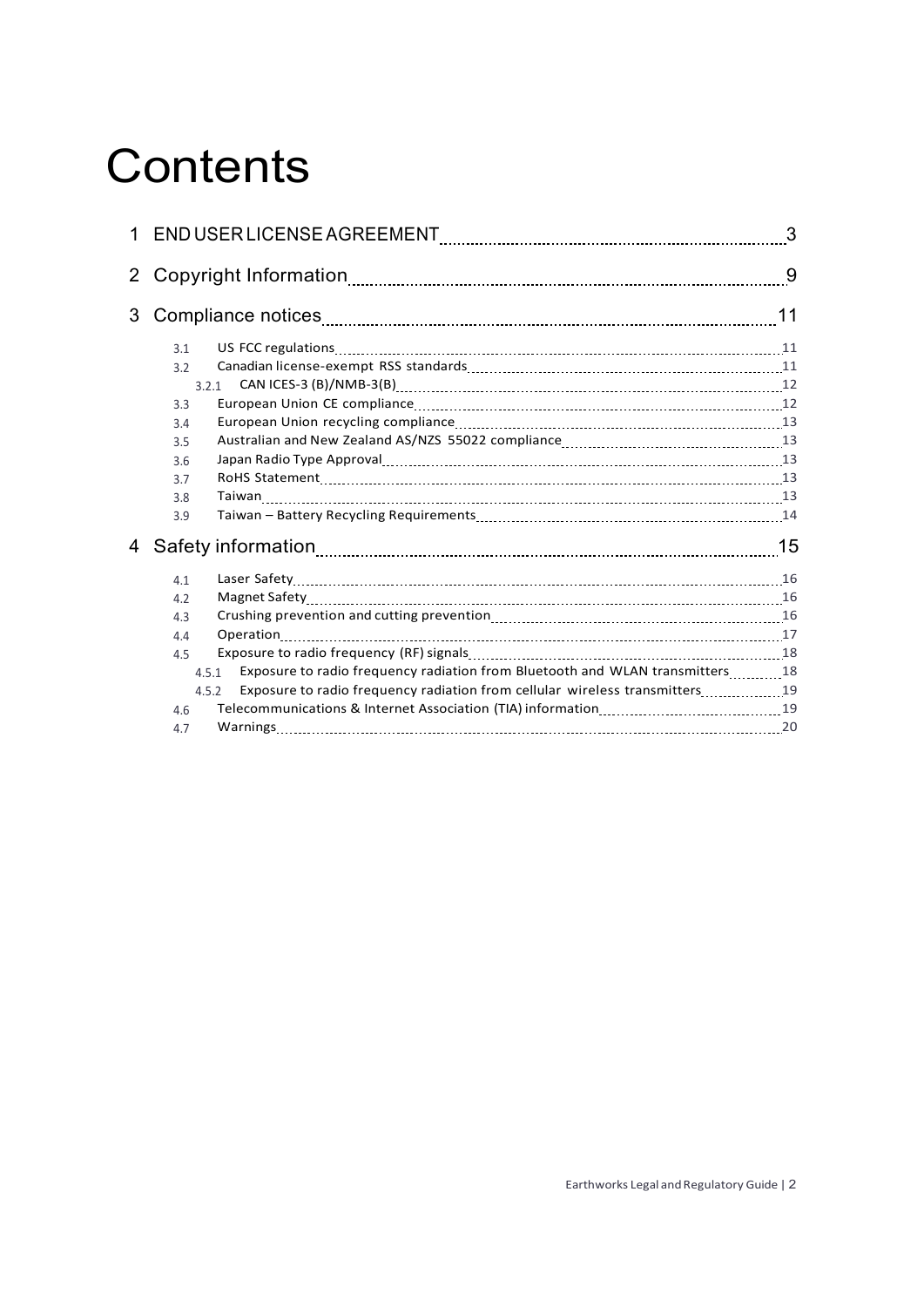# Contents

1 END USER LICENSE AGREEMENT ..... 3

2 Copyright Information ..... 9

3 Compliance notices ..... 11

- 3.1 US FCC regulations ..... 11
- 3.2 Canadian license-exempt RSS standards ..... 11
  - 3.2.1 CAN ICES-3 (B)/NMB-3(B) ..... 12
- 3.3 European Union CE compliance ..... 12
- 3.4 European Union recycling compliance ..... 13
- 3.5 Australian and New Zealand AS/NZS 55022 compliance ..... 13
- 3.6 Japan Radio Type Approval ..... 13
- 3.7 RoHS Statement ..... 13
- 3.8 Taiwan ..... 13
- 3.9 Taiwan – Battery Recycling Requirements ..... 14

4 Safety information ..... 15

- 4.1 Laser Safety ..... 16
- 4.2 Magnet Safety ..... 16
- 4.3 Crushing prevention and cutting prevention ..... 16
- 4.4 Operation ..... 17
- 4.5 Exposure to radio frequency (RF) signals ..... 18
  - 4.5.1 Exposure to radio frequency radiation from Bluetooth and WLAN transmitters ..... 18
  - 4.5.2 Exposure to radio frequency radiation from cellular wireless transmitters ..... 19
- 4.6 Telecommunications & Internet Association (TIA) information ..... 19
- 4.7 Warnings ..... 20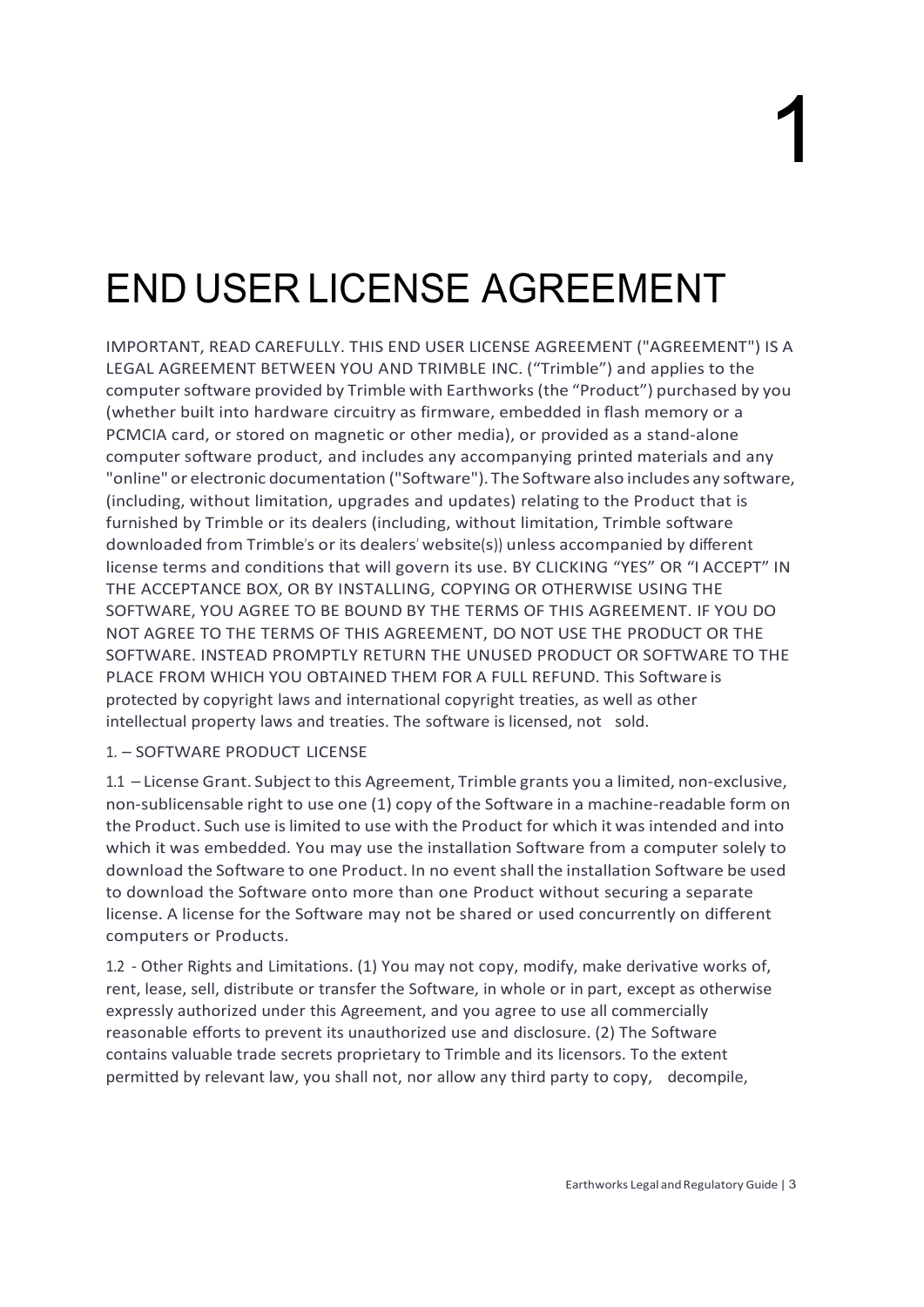# 1

# END USER LICENSE AGREEMENT

IMPORTANT, READ CAREFULLY. THIS END USER LICENSE AGREEMENT ("AGREEMENT") IS A LEGAL AGREEMENT BETWEEN YOU AND TRIMBLE INC. ("Trimble") and applies to the computer software provided by Trimble with Earthworks (the "Product") purchased by you (whether built into hardware circuitry as firmware, embedded in flash memory or a PCMCIA card, or stored on magnetic or other media), or provided as a stand-alone computer software product, and includes any accompanying printed materials and any "online" or electronic documentation ("Software"). The Software also includes any software, (including, without limitation, upgrades and updates) relating to the Product that is furnished by Trimble or its dealers (including, without limitation, Trimble software downloaded from Trimble's or its dealers' website(s)) unless accompanied by different license terms and conditions that will govern its use. BY CLICKING "YES" OR "I ACCEPT" IN THE ACCEPTANCE BOX, OR BY INSTALLING, COPYING OR OTHERWISE USING THE SOFTWARE, YOU AGREE TO BE BOUND BY THE TERMS OF THIS AGREEMENT. IF YOU DO NOT AGREE TO THE TERMS OF THIS AGREEMENT, DO NOT USE THE PRODUCT OR THE SOFTWARE. INSTEAD PROMPTLY RETURN THE UNUSED PRODUCT OR SOFTWARE TO THE PLACE FROM WHICH YOU OBTAINED THEM FOR A FULL REFUND. This Software is protected by copyright laws and international copyright treaties, as well as other intellectual property laws and treaties. The software is licensed, not sold.

1. – SOFTWARE PRODUCT LICENSE

1.1 – License Grant. Subject to this Agreement, Trimble grants you a limited, non-exclusive, non-sublicensable right to use one (1) copy of the Software in a machine-readable form on the Product. Such use is limited to use with the Product for which it was intended and into which it was embedded. You may use the installation Software from a computer solely to download the Software to one Product. In no event shall the installation Software be used to download the Software onto more than one Product without securing a separate license. A license for the Software may not be shared or used concurrently on different computers or Products.

1.2 - Other Rights and Limitations. (1) You may not copy, modify, make derivative works of, rent, lease, sell, distribute or transfer the Software, in whole or in part, except as otherwise expressly authorized under this Agreement, and you agree to use all commercially reasonable efforts to prevent its unauthorized use and disclosure. (2) The Software contains valuable trade secrets proprietary to Trimble and its licensors. To the extent permitted by relevant law, you shall not, nor allow any third party to copy, decompile,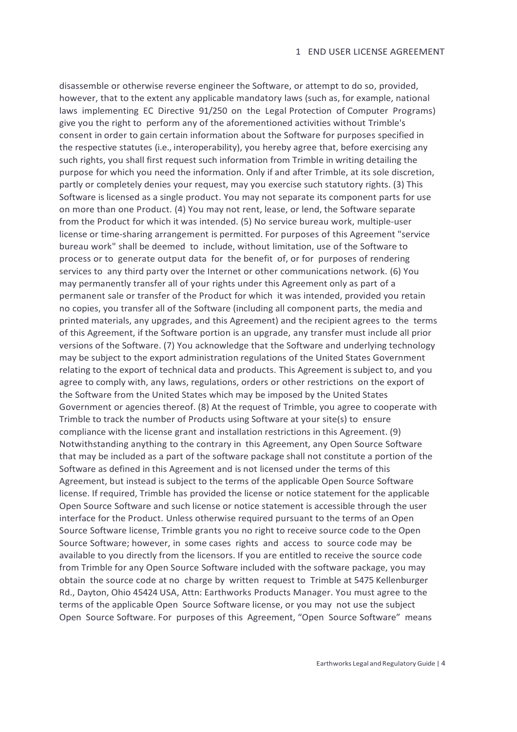disassemble or otherwise reverse engineer the Software, or attempt to do so, provided, however, that to the extent any applicable mandatory laws (such as, for example, national laws implementing EC Directive 91/250 on the Legal Protection of Computer Programs) give you the right to perform any of the aforementioned activities without Trimble's consent in order to gain certain information about the Software for purposes specified in the respective statutes (i.e., interoperability), you hereby agree that, before exercising any such rights, you shall first request such information from Trimble in writing detailing the purpose for which you need the information. Only if and after Trimble, at its sole discretion, partly or completely denies your request, may you exercise such statutory rights. (3) This Software is licensed as a single product. You may not separate its component parts for use on more than one Product. (4) You may not rent, lease, or lend, the Software separate from the Product for which it was intended. (5) No service bureau work, multiple-user license or time-sharing arrangement is permitted. For purposes of this Agreement "service bureau work" shall be deemed to include, without limitation, use of the Software to process or to generate output data for the benefit of, or for purposes of rendering services to any third party over the Internet or other communications network. (6) You may permanently transfer all of your rights under this Agreement only as part of a permanent sale or transfer of the Product for which it was intended, provided you retain no copies, you transfer all of the Software (including all component parts, the media and printed materials, any upgrades, and this Agreement) and the recipient agrees to the terms of this Agreement, if the Software portion is an upgrade, any transfer must include all prior versions of the Software. (7) You acknowledge that the Software and underlying technology may be subject to the export administration regulations of the United States Government relating to the export of technical data and products. This Agreement is subject to, and you agree to comply with, any laws, regulations, orders or other restrictions on the export of the Software from the United States which may be imposed by the United States Government or agencies thereof. (8) At the request of Trimble, you agree to cooperate with Trimble to track the number of Products using Software at your site(s) to ensure compliance with the license grant and installation restrictions in this Agreement. (9) Notwithstanding anything to the contrary in this Agreement, any Open Source Software that may be included as a part of the software package shall not constitute a portion of the Software as defined in this Agreement and is not licensed under the terms of this Agreement, but instead is subject to the terms of the applicable Open Source Software license. If required, Trimble has provided the license or notice statement for the applicable Open Source Software and such license or notice statement is accessible through the user interface for the Product. Unless otherwise required pursuant to the terms of an Open Source Software license, Trimble grants you no right to receive source code to the Open Source Software; however, in some cases rights and access to source code may be available to you directly from the licensors. If you are entitled to receive the source code from Trimble for any Open Source Software included with the software package, you may obtain the source code at no charge by written request to Trimble at 5475 Kellenburger Rd., Dayton, Ohio 45424 USA, Attn: Earthworks Products Manager. You must agree to the terms of the applicable Open Source Software license, or you may not use the subject Open Source Software. For purposes of this Agreement, "Open Source Software" means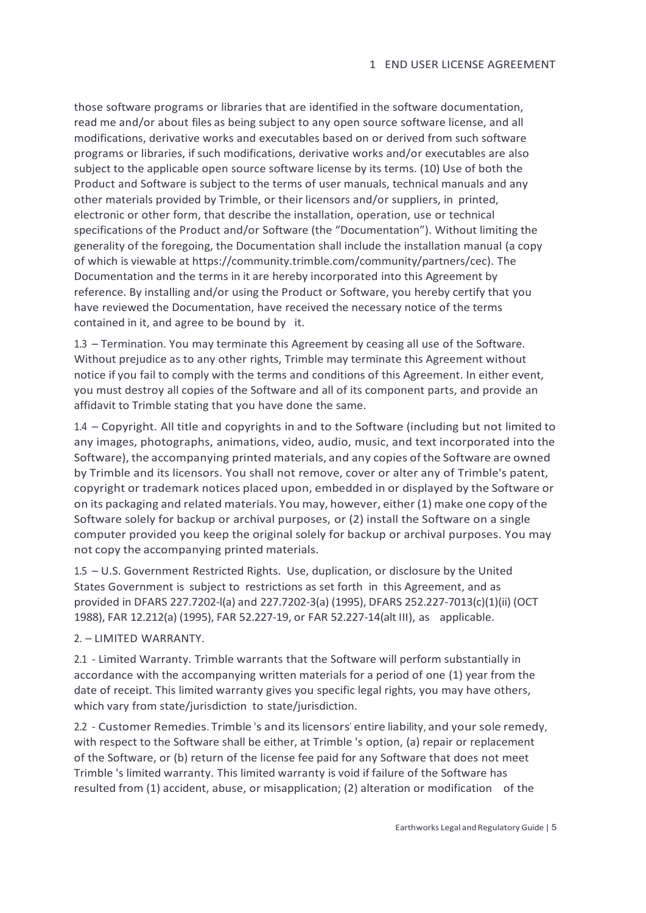those software programs or libraries that are identified in the software documentation, read me and/or about files as being subject to any open source software license, and all modifications, derivative works and executables based on or derived from such software programs or libraries, if such modifications, derivative works and/or executables are also subject to the applicable open source software license by its terms. (10) Use of both the Product and Software is subject to the terms of user manuals, technical manuals and any other materials provided by Trimble, or their licensors and/or suppliers, in printed, electronic or other form, that describe the installation, operation, use or technical specifications of the Product and/or Software (the "Documentation"). Without limiting the generality of the foregoing, the Documentation shall include the installation manual (a copy of which is viewable at https://community.trimble.com/community/partners/cec). The Documentation and the terms in it are hereby incorporated into this Agreement by reference. By installing and/or using the Product or Software, you hereby certify that you have reviewed the Documentation, have received the necessary notice of the terms contained in it, and agree to be bound by it.

1.3 – Termination. You may terminate this Agreement by ceasing all use of the Software. Without prejudice as to any other rights, Trimble may terminate this Agreement without notice if you fail to comply with the terms and conditions of this Agreement. In either event, you must destroy all copies of the Software and all of its component parts, and provide an affidavit to Trimble stating that you have done the same.

1.4 – Copyright. All title and copyrights in and to the Software (including but not limited to any images, photographs, animations, video, audio, music, and text incorporated into the Software), the accompanying printed materials, and any copies of the Software are owned by Trimble and its licensors. You shall not remove, cover or alter any of Trimble's patent, copyright or trademark notices placed upon, embedded in or displayed by the Software or on its packaging and related materials. You may, however, either (1) make one copy of the Software solely for backup or archival purposes, or (2) install the Software on a single computer provided you keep the original solely for backup or archival purposes. You may not copy the accompanying printed materials.

1.5 – U.S. Government Restricted Rights. Use, duplication, or disclosure by the United States Government is subject to restrictions as set forth in this Agreement, and as provided in DFARS 227.7202-l(a) and 227.7202-3(a) (1995), DFARS 252.227-7013(c)(1)(ii) (OCT 1988), FAR 12.212(a) (1995), FAR 52.227-19, or FAR 52.227-14(alt III), as applicable.

2. – LIMITED WARRANTY.

2.1 - Limited Warranty. Trimble warrants that the Software will perform substantially in accordance with the accompanying written materials for a period of one (1) year from the date of receipt. This limited warranty gives you specific legal rights, you may have others, which vary from state/jurisdiction to state/jurisdiction.

2.2 - Customer Remedies. Trimble 's and its licensors' entire liability, and your sole remedy, with respect to the Software shall be either, at Trimble 's option, (a) repair or replacement of the Software, or (b) return of the license fee paid for any Software that does not meet Trimble 's limited warranty. This limited warranty is void if failure of the Software has resulted from (1) accident, abuse, or misapplication; (2) alteration or modification of the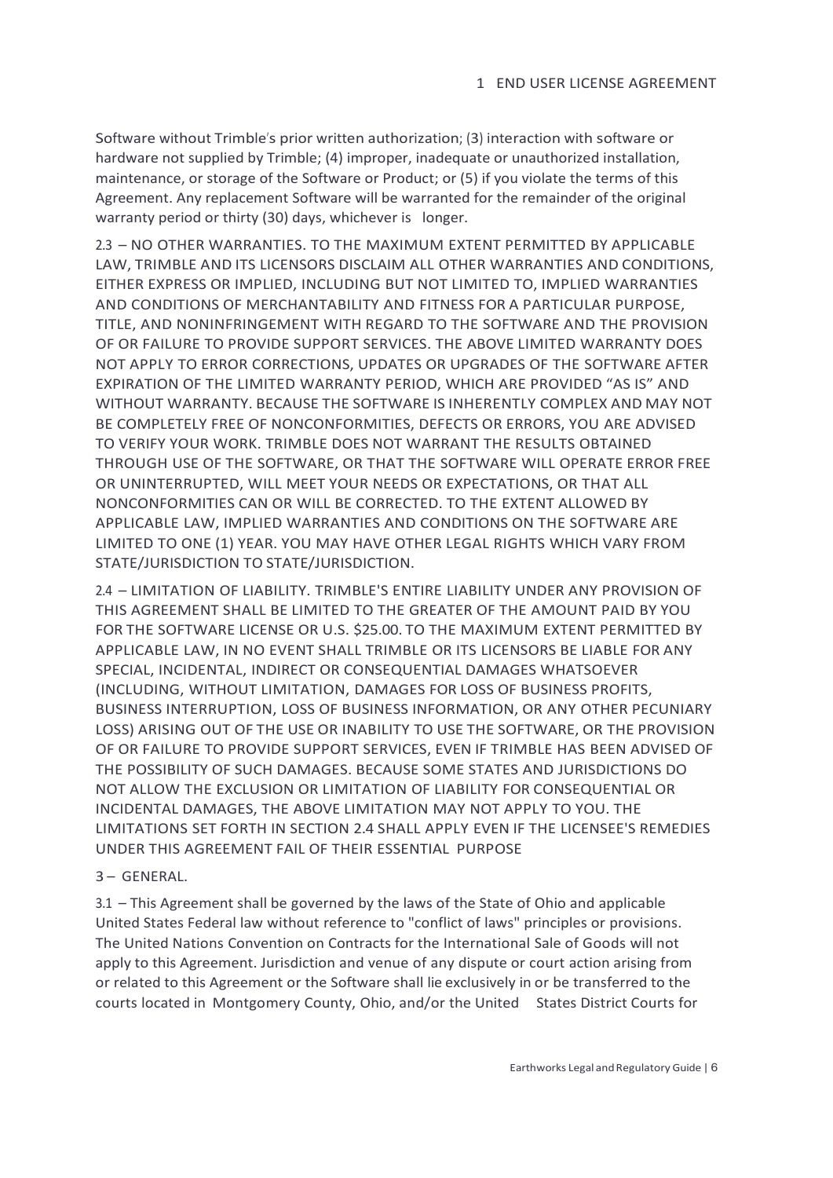Software without Trimble's prior written authorization; (3) interaction with software or hardware not supplied by Trimble; (4) improper, inadequate or unauthorized installation, maintenance, or storage of the Software or Product; or (5) if you violate the terms of this Agreement. Any replacement Software will be warranted for the remainder of the original warranty period or thirty (30) days, whichever is longer.

2.3 – NO OTHER WARRANTIES. TO THE MAXIMUM EXTENT PERMITTED BY APPLICABLE LAW, TRIMBLE AND ITS LICENSORS DISCLAIM ALL OTHER WARRANTIES AND CONDITIONS, EITHER EXPRESS OR IMPLIED, INCLUDING BUT NOT LIMITED TO, IMPLIED WARRANTIES AND CONDITIONS OF MERCHANTABILITY AND FITNESS FOR A PARTICULAR PURPOSE, TITLE, AND NONINFRINGEMENT WITH REGARD TO THE SOFTWARE AND THE PROVISION OF OR FAILURE TO PROVIDE SUPPORT SERVICES. THE ABOVE LIMITED WARRANTY DOES NOT APPLY TO ERROR CORRECTIONS, UPDATES OR UPGRADES OF THE SOFTWARE AFTER EXPIRATION OF THE LIMITED WARRANTY PERIOD, WHICH ARE PROVIDED "AS IS" AND WITHOUT WARRANTY. BECAUSE THE SOFTWARE IS INHERENTLY COMPLEX AND MAY NOT BE COMPLETELY FREE OF NONCONFORMITIES, DEFECTS OR ERRORS, YOU ARE ADVISED TO VERIFY YOUR WORK. TRIMBLE DOES NOT WARRANT THE RESULTS OBTAINED THROUGH USE OF THE SOFTWARE, OR THAT THE SOFTWARE WILL OPERATE ERROR FREE OR UNINTERRUPTED, WILL MEET YOUR NEEDS OR EXPECTATIONS, OR THAT ALL NONCONFORMITIES CAN OR WILL BE CORRECTED. TO THE EXTENT ALLOWED BY APPLICABLE LAW, IMPLIED WARRANTIES AND CONDITIONS ON THE SOFTWARE ARE LIMITED TO ONE (1) YEAR. YOU MAY HAVE OTHER LEGAL RIGHTS WHICH VARY FROM STATE/JURISDICTION TO STATE/JURISDICTION.

2.4 – LIMITATION OF LIABILITY. TRIMBLE'S ENTIRE LIABILITY UNDER ANY PROVISION OF THIS AGREEMENT SHALL BE LIMITED TO THE GREATER OF THE AMOUNT PAID BY YOU FOR THE SOFTWARE LICENSE OR U.S. $25.00. TO THE MAXIMUM EXTENT PERMITTED BY APPLICABLE LAW, IN NO EVENT SHALL TRIMBLE OR ITS LICENSORS BE LIABLE FOR ANY SPECIAL, INCIDENTAL, INDIRECT OR CONSEQUENTIAL DAMAGES WHATSOEVER (INCLUDING, WITHOUT LIMITATION, DAMAGES FOR LOSS OF BUSINESS PROFITS, BUSINESS INTERRUPTION, LOSS OF BUSINESS INFORMATION, OR ANY OTHER PECUNIARY LOSS) ARISING OUT OF THE USE OR INABILITY TO USE THE SOFTWARE, OR THE PROVISION OF OR FAILURE TO PROVIDE SUPPORT SERVICES, EVEN IF TRIMBLE HAS BEEN ADVISED OF THE POSSIBILITY OF SUCH DAMAGES. BECAUSE SOME STATES AND JURISDICTIONS DO NOT ALLOW THE EXCLUSION OR LIMITATION OF LIABILITY FOR CONSEQUENTIAL OR INCIDENTAL DAMAGES, THE ABOVE LIMITATION MAY NOT APPLY TO YOU. THE LIMITATIONS SET FORTH IN SECTION 2.4 SHALL APPLY EVEN IF THE LICENSEE'S REMEDIES UNDER THIS AGREEMENT FAIL OF THEIR ESSENTIAL PURPOSE

3 – GENERAL.

3.1 – This Agreement shall be governed by the laws of the State of Ohio and applicable United States Federal law without reference to "conflict of laws" principles or provisions. The United Nations Convention on Contracts for the International Sale of Goods will not apply to this Agreement. Jurisdiction and venue of any dispute or court action arising from or related to this Agreement or the Software shall lie exclusively in or be transferred to the courts located in Montgomery County, Ohio, and/or the United States District Courts for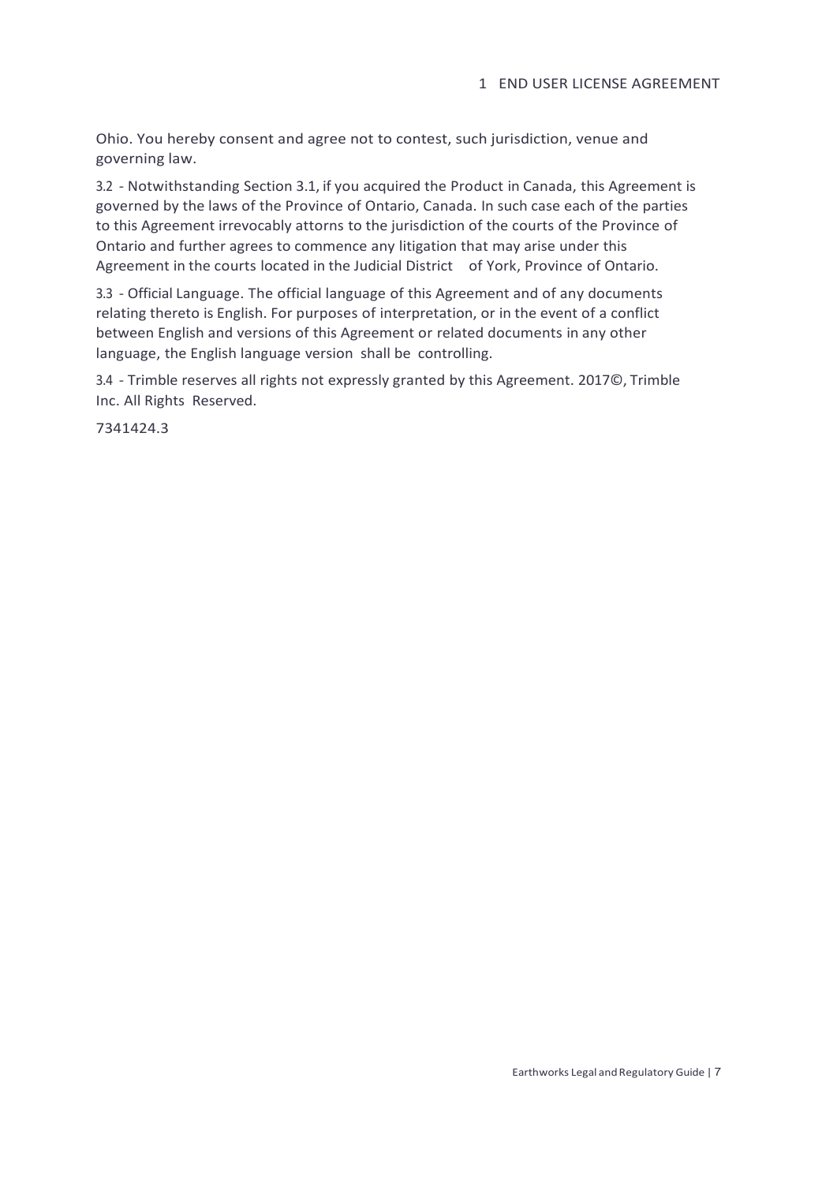Ohio. You hereby consent and agree not to contest, such jurisdiction, venue and governing law.

3.2 - Notwithstanding Section 3.1, if you acquired the Product in Canada, this Agreement is governed by the laws of the Province of Ontario, Canada. In such case each of the parties to this Agreement irrevocably attorns to the jurisdiction of the courts of the Province of Ontario and further agrees to commence any litigation that may arise under this Agreement in the courts located in the Judicial District of York, Province of Ontario.

3.3 - Official Language. The official language of this Agreement and of any documents relating thereto is English. For purposes of interpretation, or in the event of a conflict between English and versions of this Agreement or related documents in any other language, the English language version shall be controlling.

3.4 - Trimble reserves all rights not expressly granted by this Agreement. 2017©, Trimble Inc. All Rights Reserved.

7341424.3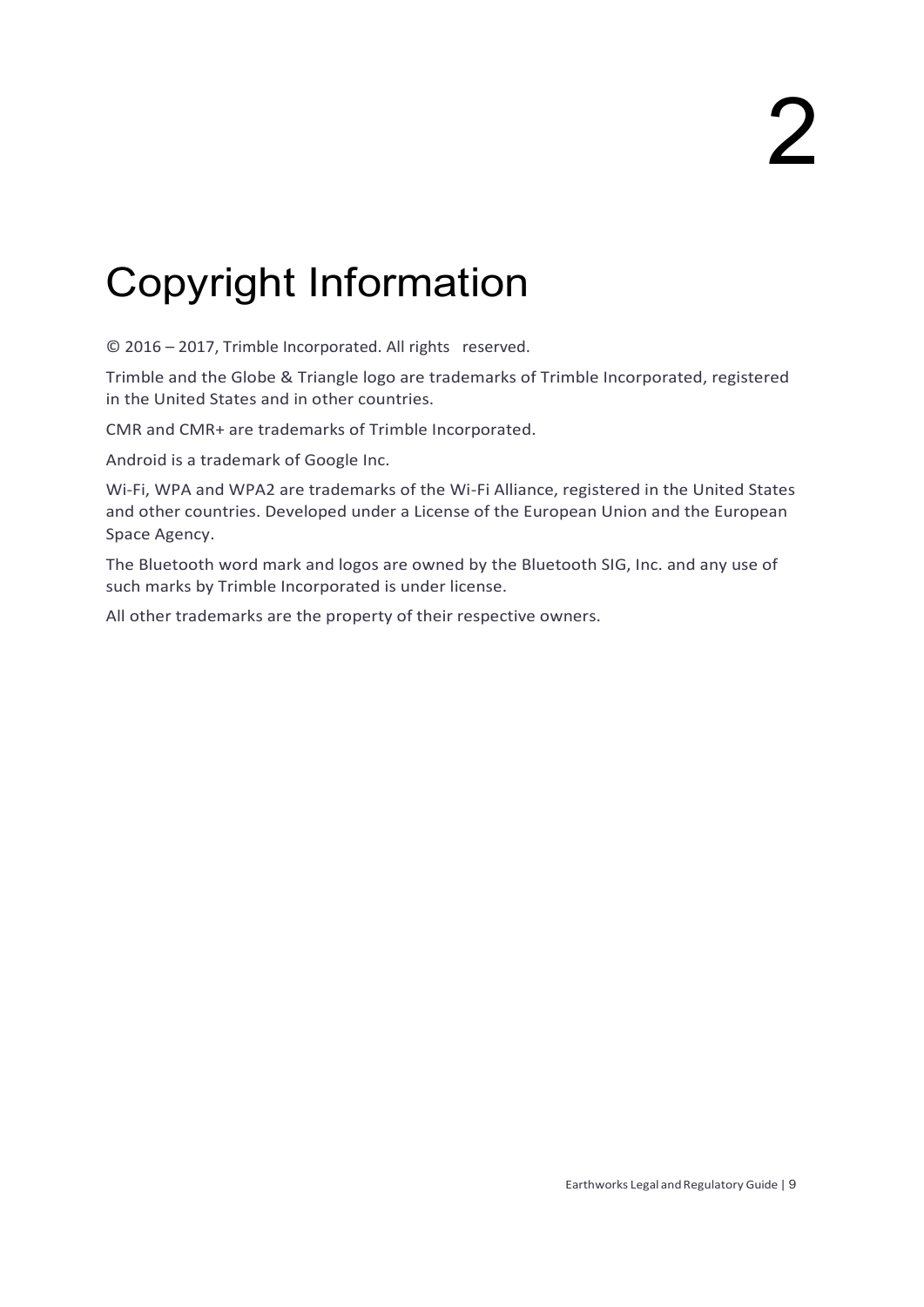# 2

# Copyright Information

© 2016 – 2017, Trimble Incorporated. All rights reserved.

Trimble and the Globe & Triangle logo are trademarks of Trimble Incorporated, registered in the United States and in other countries.

CMR and CMR+ are trademarks of Trimble Incorporated.

Android is a trademark of Google Inc.

Wi-Fi, WPA and WPA2 are trademarks of the Wi-Fi Alliance, registered in the United States and other countries. Developed under a License of the European Union and the European Space Agency.

The Bluetooth word mark and logos are owned by the Bluetooth SIG, Inc. and any use of such marks by Trimble Incorporated is under license.

All other trademarks are the property of their respective owners.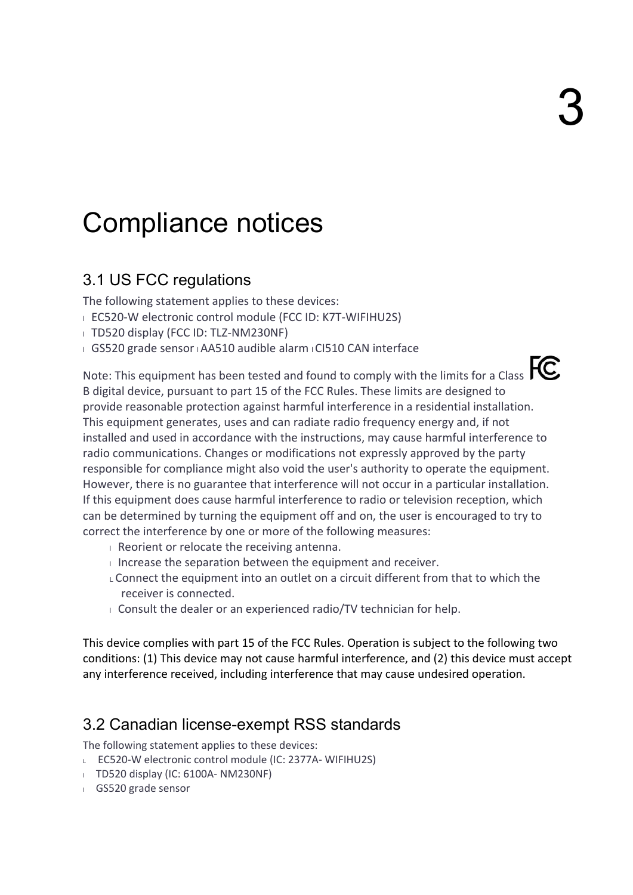# 3

# Compliance notices

## 3.1 US FCC regulations

The following statement applies to these devices:

- EC520-W electronic control module (FCC ID: K7T-WIFIHU2S)
- TD520 display (FCC ID: TLZ-NM230NF)
- GS520 grade sensor
- AA510 audible alarm
- CI510 CAN interface

Note: This equipment has been tested and found to comply with the limits for a Class B digital device, pursuant to part 15 of the FCC Rules. These limits are designed to provide reasonable protection against harmful interference in a residential installation. This equipment generates, uses and can radiate radio frequency energy and, if not installed and used in accordance with the instructions, may cause harmful interference to radio communications. Changes or modifications not expressly approved by the party responsible for compliance might also void the user's authority to operate the equipment. However, there is no guarantee that interference will not occur in a particular installation. If this equipment does cause harmful interference to radio or television reception, which can be determined by turning the equipment off and on, the user is encouraged to try to correct the interference by one or more of the following measures:

- Reorient or relocate the receiving antenna.
- Increase the separation between the equipment and receiver.
- Connect the equipment into an outlet on a circuit different from that to which the receiver is connected.
- Consult the dealer or an experienced radio/TV technician for help.

This device complies with part 15 of the FCC Rules. Operation is subject to the following two conditions: (1) This device may not cause harmful interference, and (2) this device must accept any interference received, including interference that may cause undesired operation.

## 3.2 Canadian license-exempt RSS standards

The following statement applies to these devices:

- EC520-W electronic control module (IC: 2377A- WIFIHU2S)
- TD520 display (IC: 6100A- NM230NF)
- GS520 grade sensor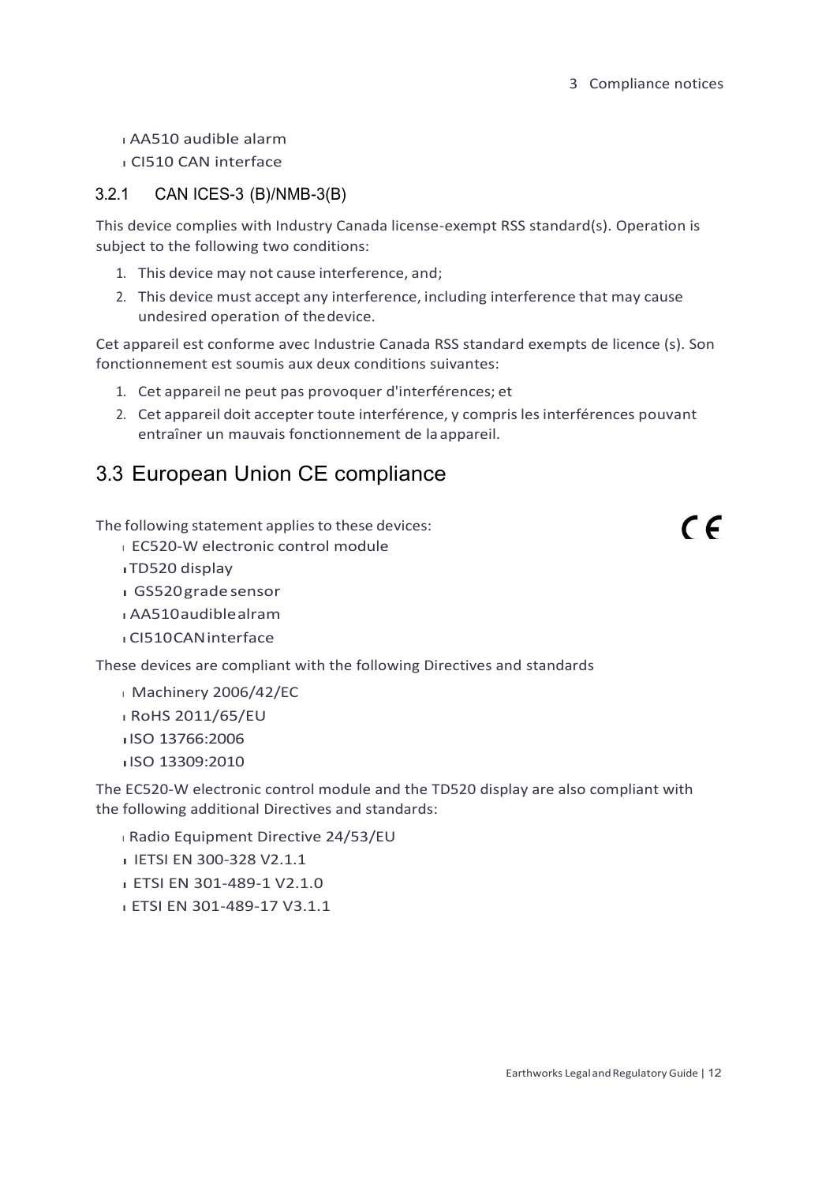- AA510 audible alarm
- CI510 CAN interface

### 3.2.1 CAN ICES-3 (B)/NMB-3(B)

This device complies with Industry Canada license-exempt RSS standard(s). Operation is subject to the following two conditions:

1. This device may not cause interference, and;
2. This device must accept any interference, including interference that may cause undesired operation of the device.

Cet appareil est conforme avec Industrie Canada RSS standard exempts de licence (s). Son fonctionnement est soumis aux deux conditions suivantes:

1. Cet appareil ne peut pas provoquer d'interférences; et
2. Cet appareil doit accepter toute interférence, y compris les interférences pouvant entraîner un mauvais fonctionnement de la appareil.

## 3.3 European Union CE compliance

The following statement applies to these devices:

- EC520-W electronic control module
- TD520 display
- GS520 grade sensor
- AA510 audible alram
- CI510 CAN interface

These devices are compliant with the following Directives and standards

- Machinery 2006/42/EC
- RoHS 2011/65/EU
- ISO 13766:2006
- ISO 13309:2010

The EC520-W electronic control module and the TD520 display are also compliant with the following additional Directives and standards:

- Radio Equipment Directive 24/53/EU
- IETSI EN 300-328 V2.1.1
- ETSI EN 301-489-1 V2.1.0
- ETSI EN 301-489-17 V3.1.1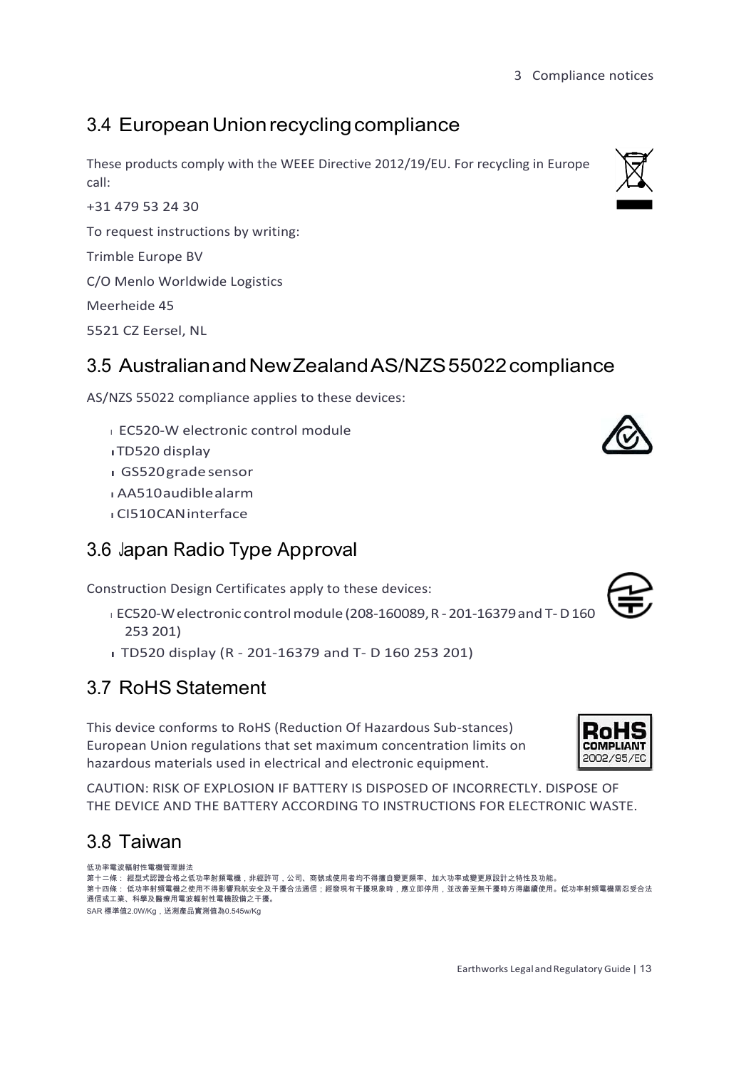## 3.4 European Union recycling compliance

These products comply with the WEEE Directive 2012/19/EU. For recycling in Europe call:

+31 479 53 24 30

To request instructions by writing:

Trimble Europe BV

C/O Menlo Worldwide Logistics

Meerheide 45

5521 CZ Eersel, NL

## 3.5 Australian and New Zealand AS/NZS 55022 compliance

AS/NZS 55022 compliance applies to these devices:

- EC520-W electronic control module
- TD520 display
- GS520 grade sensor
- AA510 audible alarm
- CI510 CAN interface

## 3.6 Japan Radio Type Approval

Construction Design Certificates apply to these devices:

- EC520-W electronic control module (208-160089, R - 201-16379 and T- D 160 253 201)
- TD520 display (R - 201-16379 and T- D 160 253 201)

## 3.7 RoHS Statement

This device conforms to RoHS (Reduction Of Hazardous Sub-stances) European Union regulations that set maximum concentration limits on hazardous materials used in electrical and electronic equipment.

CAUTION: RISK OF EXPLOSION IF BATTERY IS DISPOSED OF INCORRECTLY. DISPOSE OF THE DEVICE AND THE BATTERY ACCORDING TO INSTRUCTIONS FOR ELECTRONIC WASTE.

## 3.8 Taiwan

低功率電波輻射性電機管理辦法

第十二條： 經型式認證合格之低功率射頻電機，非經許可，公司、商號或使用者均不得擅自變更頻率、加大功率或變更原設計之特性及功能。

第十四條： 低功率射頻電機之使用不得影響飛航安全及干擾合法通信；經發現有干擾現象時，應立即停用，並改善至無干擾時方得繼續使用。低功率射頻電機需忍受合法通信或工業、科學及醫療用電波輻射性電機設備之干擾。

SAR 標準值2.0W/Kg，送測產品實測值為0.545w/Kg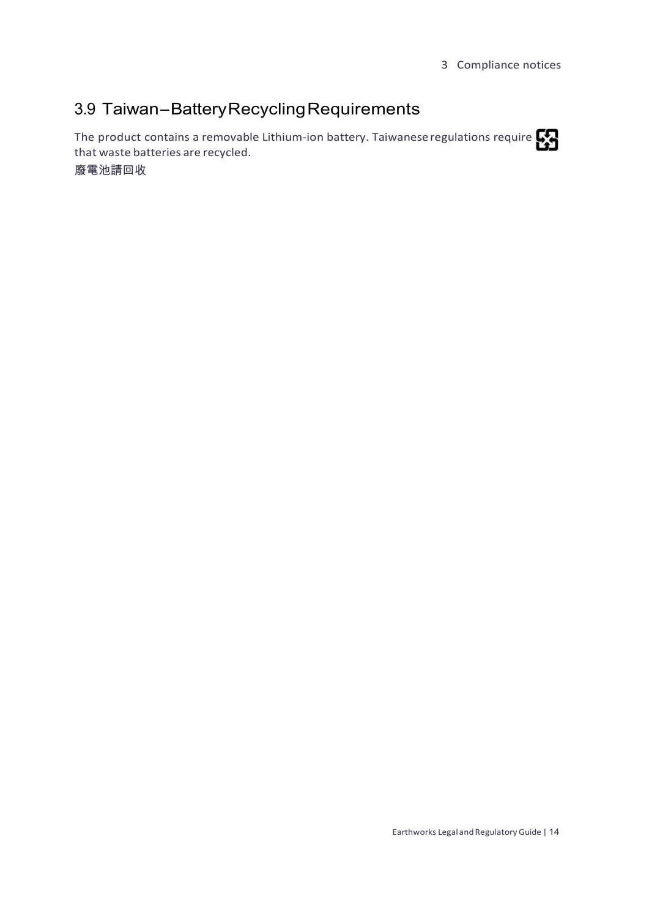## 3.9 Taiwan – Battery Recycling Requirements

The product contains a removable Lithium-ion battery. Taiwanese regulations require that waste batteries are recycled.

廢電池請回收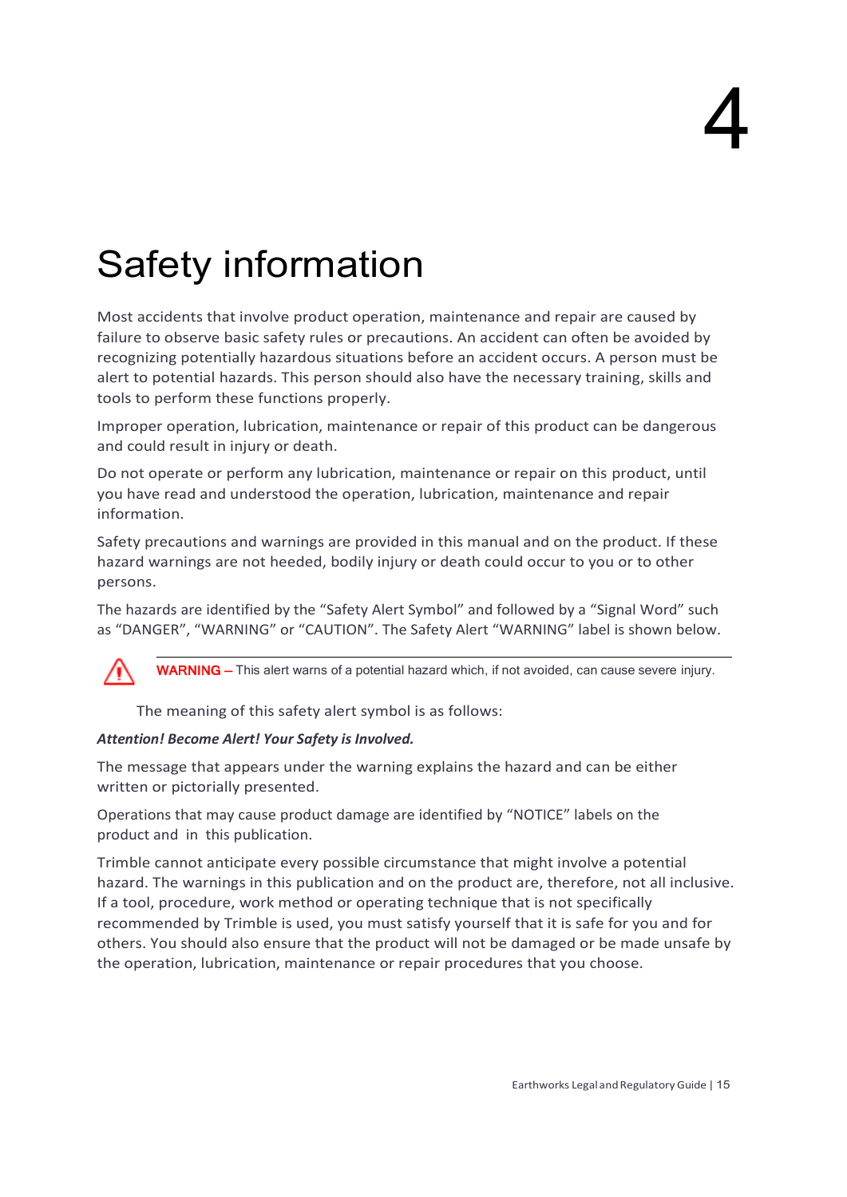# 4

# Safety information

Most accidents that involve product operation, maintenance and repair are caused by failure to observe basic safety rules or precautions. An accident can often be avoided by recognizing potentially hazardous situations before an accident occurs. A person must be alert to potential hazards. This person should also have the necessary training, skills and tools to perform these functions properly.

Improper operation, lubrication, maintenance or repair of this product can be dangerous and could result in injury or death.

Do not operate or perform any lubrication, maintenance or repair on this product, until you have read and understood the operation, lubrication, maintenance and repair information.

Safety precautions and warnings are provided in this manual and on the product. If these hazard warnings are not heeded, bodily injury or death could occur to you or to other persons.

The hazards are identified by the “Safety Alert Symbol” and followed by a “Signal Word” such as “DANGER”, “WARNING” or “CAUTION”. The Safety Alert “WARNING” label is shown below.

**WARNING** – This alert warns of a potential hazard which, if not avoided, can cause severe injury.

The meaning of this safety alert symbol is as follows:

***Attention! Become Alert! Your Safety is Involved.***

The message that appears under the warning explains the hazard and can be either written or pictorially presented.

Operations that may cause product damage are identified by “NOTICE” labels on the product and in this publication.

Trimble cannot anticipate every possible circumstance that might involve a potential hazard. The warnings in this publication and on the product are, therefore, not all inclusive. If a tool, procedure, work method or operating technique that is not specifically recommended by Trimble is used, you must satisfy yourself that it is safe for you and for others. You should also ensure that the product will not be damaged or be made unsafe by the operation, lubrication, maintenance or repair procedures that you choose.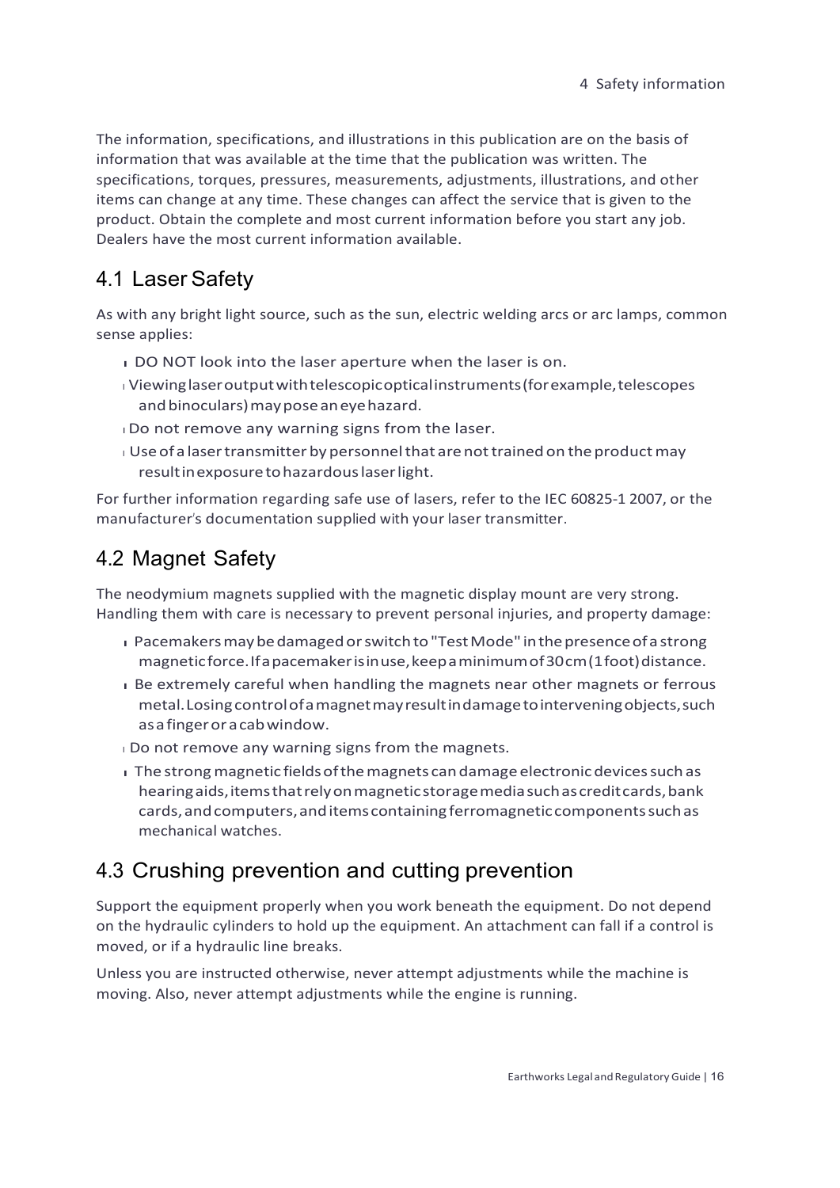The information, specifications, and illustrations in this publication are on the basis of information that was available at the time that the publication was written. The specifications, torques, pressures, measurements, adjustments, illustrations, and other items can change at any time. These changes can affect the service that is given to the product. Obtain the complete and most current information before you start any job. Dealers have the most current information available.

## 4.1 Laser Safety

As with any bright light source, such as the sun, electric welding arcs or arc lamps, common sense applies:

- DO NOT look into the laser aperture when the laser is on.
- Viewing laser output with telescopic optical instruments (for example, telescopes and binoculars) may pose an eye hazard.
- Do not remove any warning signs from the laser.
- Use of a laser transmitter by personnel that are not trained on the product may result in exposure to hazardous laser light.

For further information regarding safe use of lasers, refer to the IEC 60825-1 2007, or the manufacturer's documentation supplied with your laser transmitter.

## 4.2 Magnet Safety

The neodymium magnets supplied with the magnetic display mount are very strong. Handling them with care is necessary to prevent personal injuries, and property damage:

- Pacemakers may be damaged or switch to "Test Mode" in the presence of a strong magnetic force. If a pacemaker is in use, keep a minimum of 30 cm (1 foot) distance.
- Be extremely careful when handling the magnets near other magnets or ferrous metal. Losing control of a magnet may result in damage to intervening objects, such as a finger or a cab window.
- Do not remove any warning signs from the magnets.
- The strong magnetic fields of the magnets can damage electronic devices such as hearing aids, items that rely on magnetic storage media such as credit cards, bank cards, and computers, and items containing ferromagnetic components such as mechanical watches.

## 4.3 Crushing prevention and cutting prevention

Support the equipment properly when you work beneath the equipment. Do not depend on the hydraulic cylinders to hold up the equipment. An attachment can fall if a control is moved, or if a hydraulic line breaks.

Unless you are instructed otherwise, never attempt adjustments while the machine is moving. Also, never attempt adjustments while the engine is running.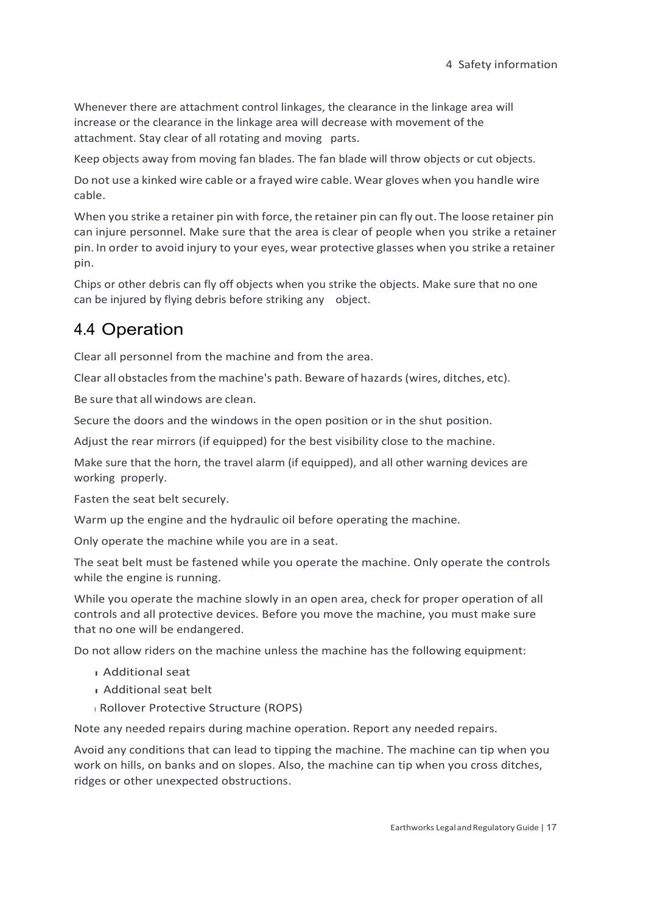Whenever there are attachment control linkages, the clearance in the linkage area will increase or the clearance in the linkage area will decrease with movement of the attachment. Stay clear of all rotating and moving parts.

Keep objects away from moving fan blades. The fan blade will throw objects or cut objects.

Do not use a kinked wire cable or a frayed wire cable. Wear gloves when you handle wire cable.

When you strike a retainer pin with force, the retainer pin can fly out. The loose retainer pin can injure personnel. Make sure that the area is clear of people when you strike a retainer pin. In order to avoid injury to your eyes, wear protective glasses when you strike a retainer pin.

Chips or other debris can fly off objects when you strike the objects. Make sure that no one can be injured by flying debris before striking any object.

## 4.4 Operation

Clear all personnel from the machine and from the area.

Clear all obstacles from the machine's path. Beware of hazards (wires, ditches, etc).

Be sure that all windows are clean.

Secure the doors and the windows in the open position or in the shut position.

Adjust the rear mirrors (if equipped) for the best visibility close to the machine.

Make sure that the horn, the travel alarm (if equipped), and all other warning devices are working properly.

Fasten the seat belt securely.

Warm up the engine and the hydraulic oil before operating the machine.

Only operate the machine while you are in a seat.

The seat belt must be fastened while you operate the machine. Only operate the controls while the engine is running.

While you operate the machine slowly in an open area, check for proper operation of all controls and all protective devices. Before you move the machine, you must make sure that no one will be endangered.

Do not allow riders on the machine unless the machine has the following equipment:

- Additional seat
- Additional seat belt
- Rollover Protective Structure (ROPS)

Note any needed repairs during machine operation. Report any needed repairs.

Avoid any conditions that can lead to tipping the machine. The machine can tip when you work on hills, on banks and on slopes. Also, the machine can tip when you cross ditches, ridges or other unexpected obstructions.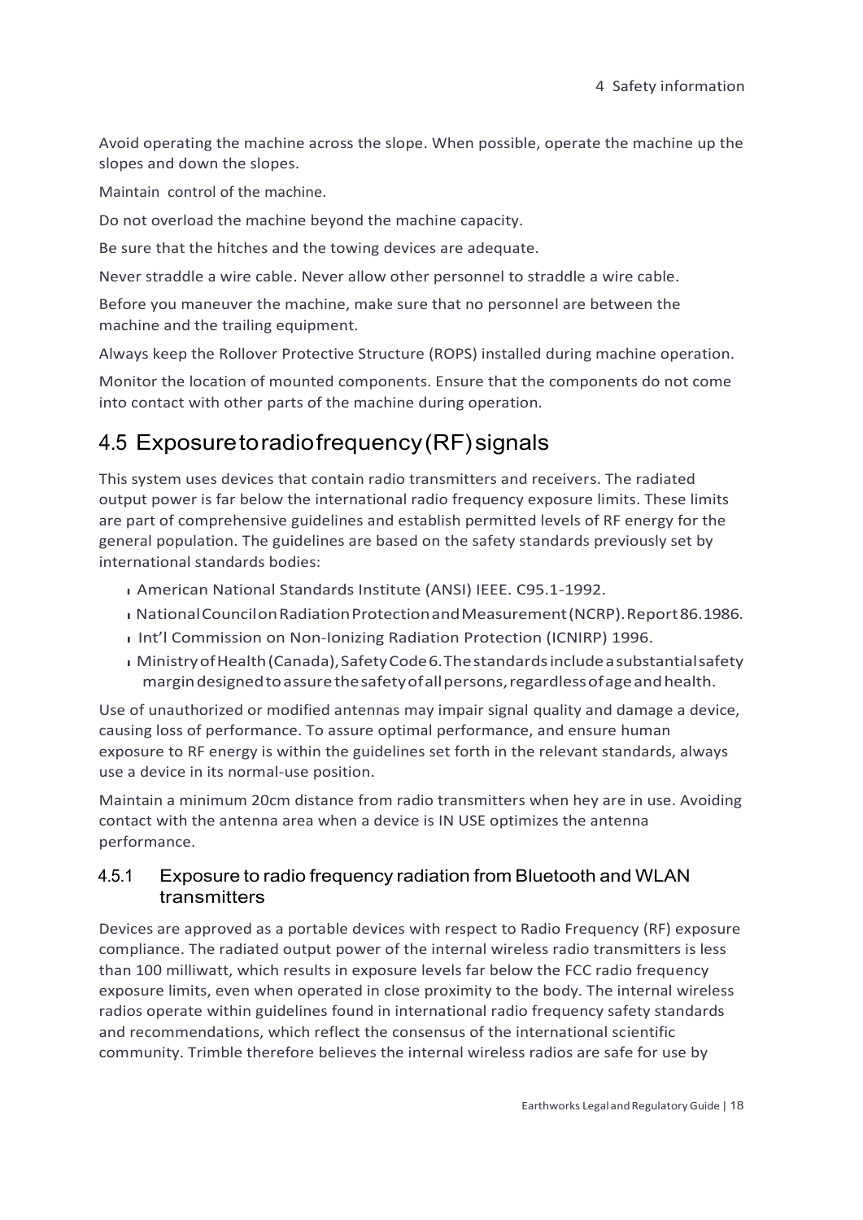Avoid operating the machine across the slope. When possible, operate the machine up the slopes and down the slopes.

Maintain control of the machine.

Do not overload the machine beyond the machine capacity.

Be sure that the hitches and the towing devices are adequate.

Never straddle a wire cable. Never allow other personnel to straddle a wire cable.

Before you maneuver the machine, make sure that no personnel are between the machine and the trailing equipment.

Always keep the Rollover Protective Structure (ROPS) installed during machine operation.

Monitor the location of mounted components. Ensure that the components do not come into contact with other parts of the machine during operation.

## 4.5 Exposure to radio frequency (RF) signals

This system uses devices that contain radio transmitters and receivers. The radiated output power is far below the international radio frequency exposure limits. These limits are part of comprehensive guidelines and establish permitted levels of RF energy for the general population. The guidelines are based on the safety standards previously set by international standards bodies:

- American National Standards Institute (ANSI) IEEE. C95.1-1992.
- National Council on Radiation Protection and Measurement (NCRP). Report 86. 1986.
- Int'l Commission on Non-Ionizing Radiation Protection (ICNIRP) 1996.
- Ministry of Health (Canada), Safety Code 6. The standards include a substantial safety margin designed to assure the safety of all persons, regardless of age and health.

Use of unauthorized or modified antennas may impair signal quality and damage a device, causing loss of performance. To assure optimal performance, and ensure human exposure to RF energy is within the guidelines set forth in the relevant standards, always use a device in its normal-use position.

Maintain a minimum 20cm distance from radio transmitters when hey are in use. Avoiding contact with the antenna area when a device is IN USE optimizes the antenna performance.

### 4.5.1 Exposure to radio frequency radiation from Bluetooth and WLAN transmitters

Devices are approved as a portable devices with respect to Radio Frequency (RF) exposure compliance. The radiated output power of the internal wireless radio transmitters is less than 100 milliwatt, which results in exposure levels far below the FCC radio frequency exposure limits, even when operated in close proximity to the body. The internal wireless radios operate within guidelines found in international radio frequency safety standards and recommendations, which reflect the consensus of the international scientific community. Trimble therefore believes the internal wireless radios are safe for use by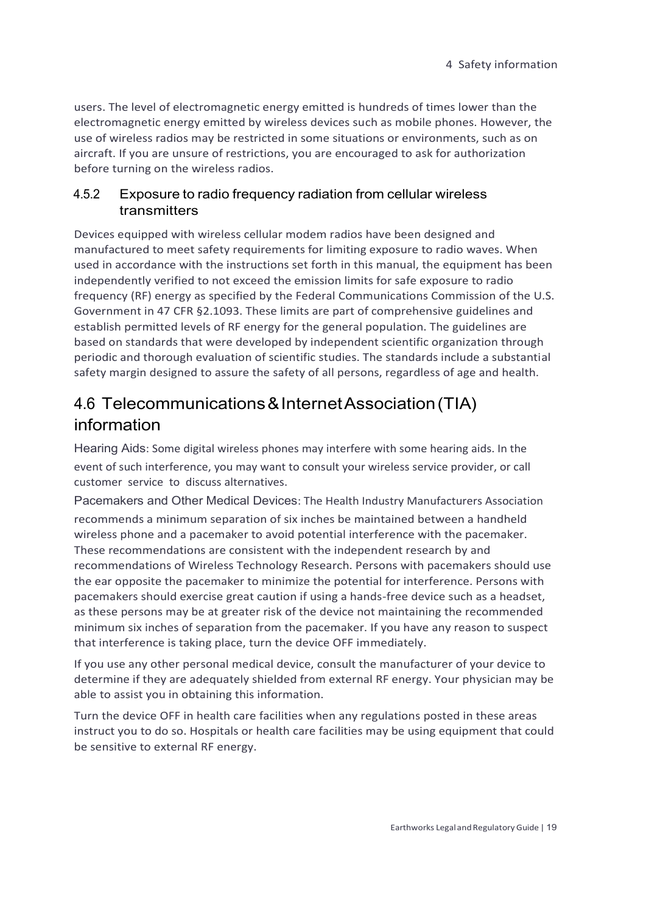users. The level of electromagnetic energy emitted is hundreds of times lower than the electromagnetic energy emitted by wireless devices such as mobile phones. However, the use of wireless radios may be restricted in some situations or environments, such as on aircraft. If you are unsure of restrictions, you are encouraged to ask for authorization before turning on the wireless radios.

### 4.5.2 Exposure to radio frequency radiation from cellular wireless transmitters

Devices equipped with wireless cellular modem radios have been designed and manufactured to meet safety requirements for limiting exposure to radio waves. When used in accordance with the instructions set forth in this manual, the equipment has been independently verified to not exceed the emission limits for safe exposure to radio frequency (RF) energy as specified by the Federal Communications Commission of the U.S. Government in 47 CFR §2.1093. These limits are part of comprehensive guidelines and establish permitted levels of RF energy for the general population. The guidelines are based on standards that were developed by independent scientific organization through periodic and thorough evaluation of scientific studies. The standards include a substantial safety margin designed to assure the safety of all persons, regardless of age and health.

## 4.6 Telecommunications & Internet Association (TIA) information

Hearing Aids: Some digital wireless phones may interfere with some hearing aids. In the event of such interference, you may want to consult your wireless service provider, or call customer service to discuss alternatives.

Pacemakers and Other Medical Devices: The Health Industry Manufacturers Association recommends a minimum separation of six inches be maintained between a handheld wireless phone and a pacemaker to avoid potential interference with the pacemaker. These recommendations are consistent with the independent research by and recommendations of Wireless Technology Research. Persons with pacemakers should use the ear opposite the pacemaker to minimize the potential for interference. Persons with pacemakers should exercise great caution if using a hands-free device such as a headset, as these persons may be at greater risk of the device not maintaining the recommended minimum six inches of separation from the pacemaker. If you have any reason to suspect that interference is taking place, turn the device OFF immediately.

If you use any other personal medical device, consult the manufacturer of your device to determine if they are adequately shielded from external RF energy. Your physician may be able to assist you in obtaining this information.

Turn the device OFF in health care facilities when any regulations posted in these areas instruct you to do so. Hospitals or health care facilities may be using equipment that could be sensitive to external RF energy.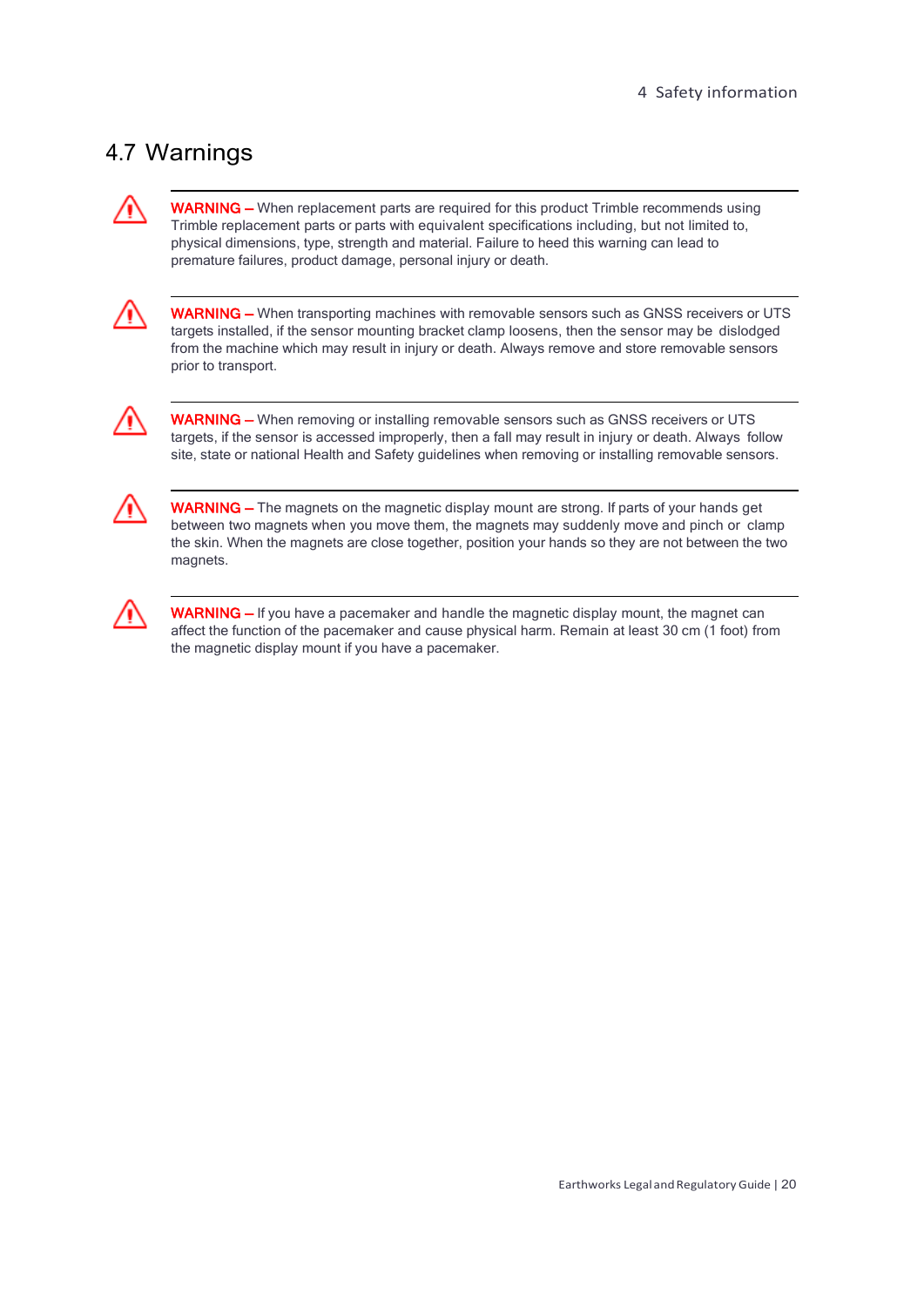## 4.7 Warnings

**WARNING –** When replacement parts are required for this product Trimble recommends using Trimble replacement parts or parts with equivalent specifications including, but not limited to, physical dimensions, type, strength and material. Failure to heed this warning can lead to premature failures, product damage, personal injury or death.

**WARNING –** When transporting machines with removable sensors such as GNSS receivers or UTS targets installed, if the sensor mounting bracket clamp loosens, then the sensor may be dislodged from the machine which may result in injury or death. Always remove and store removable sensors prior to transport.

**WARNING –** When removing or installing removable sensors such as GNSS receivers or UTS targets, if the sensor is accessed improperly, then a fall may result in injury or death. Always follow site, state or national Health and Safety guidelines when removing or installing removable sensors.

**WARNING –** The magnets on the magnetic display mount are strong. If parts of your hands get between two magnets when you move them, the magnets may suddenly move and pinch or clamp the skin. When the magnets are close together, position your hands so they are not between the two magnets.

**WARNING –** If you have a pacemaker and handle the magnetic display mount, the magnet can affect the function of the pacemaker and cause physical harm. Remain at least 30 cm (1 foot) from the magnetic display mount if you have a pacemaker.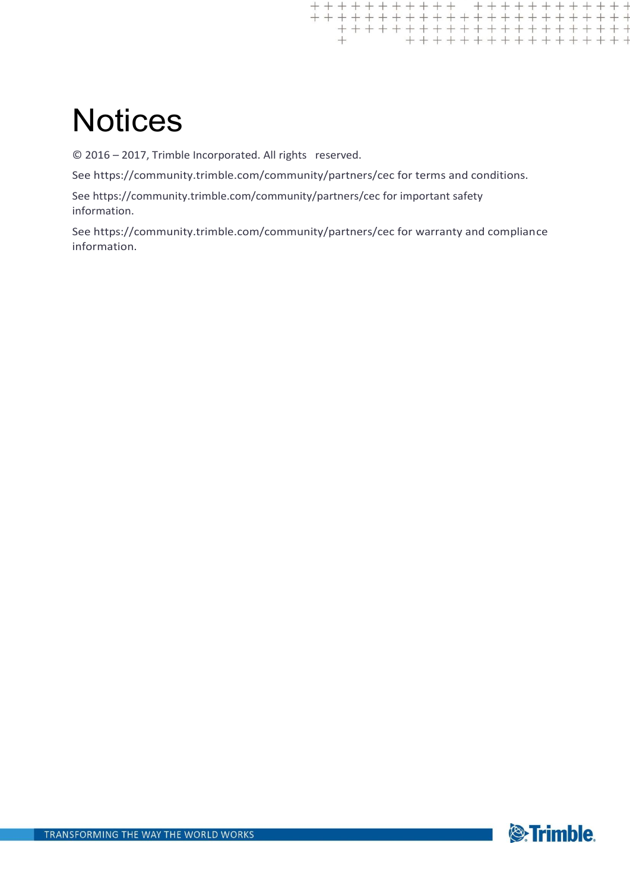# Notices

© 2016 – 2017, Trimble Incorporated. All rights reserved.

See https://community.trimble.com/community/partners/cec for terms and conditions.

See https://community.trimble.com/community/partners/cec for important safety information.

See https://community.trimble.com/community/partners/cec for warranty and compliance information.